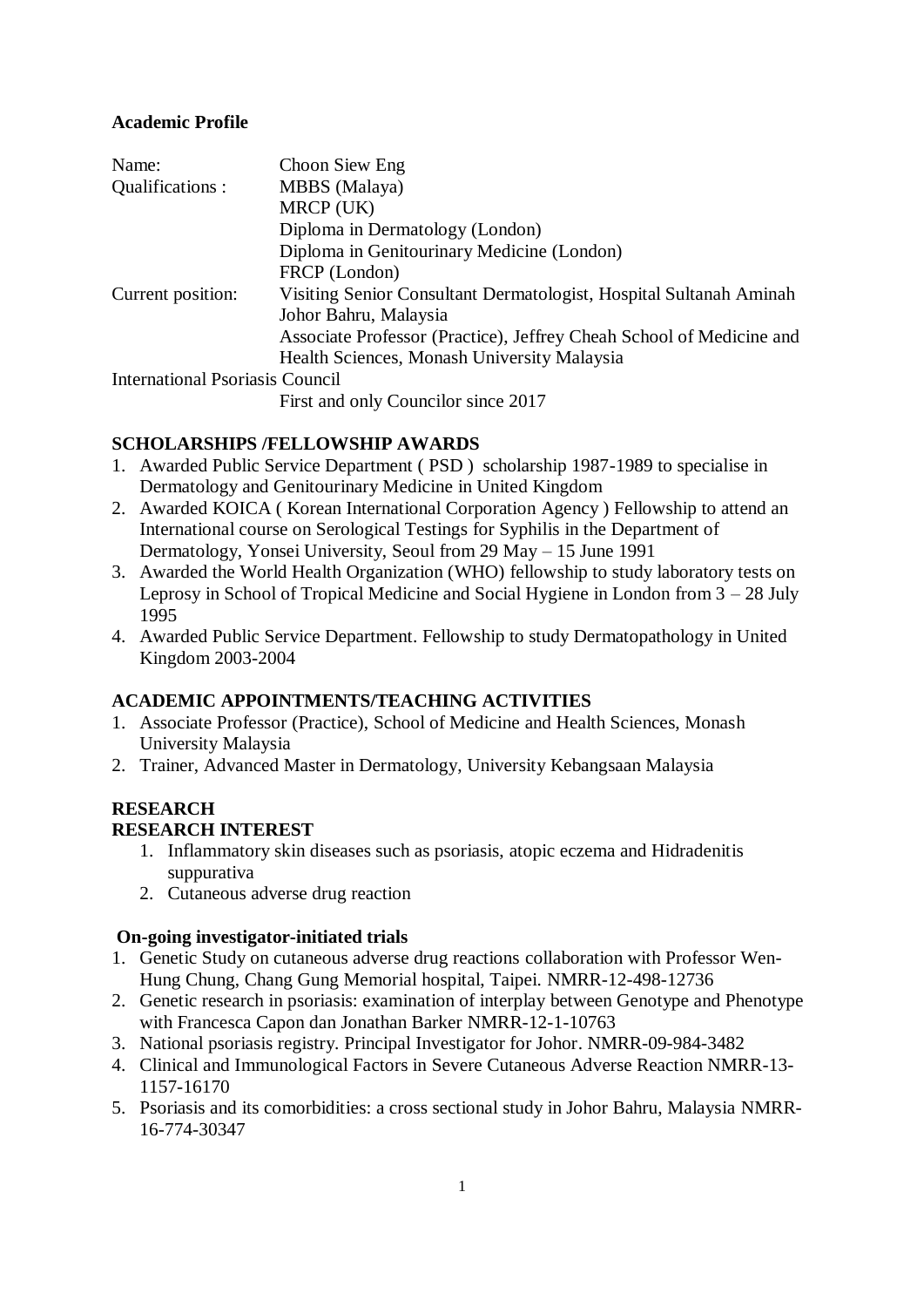**Academic Profile**

| | |
|---|---|
| Name: | Choon Siew Eng |
| Qualifications : | MBBS (Malaya) |
| | MRCP (UK) |
| | Diploma in Dermatology (London) |
| | Diploma in Genitourinary Medicine (London) |
| | FRCP (London) |
| Current position: | Visiting Senior Consultant Dermatologist, Hospital Sultanah Aminah Johor Bahru, Malaysia |
| | Associate Professor (Practice), Jeffrey Cheah School of Medicine and Health Sciences, Monash University Malaysia |
| International Psoriasis Council | |
| | First and only Councilor since 2017 |

**SCHOLARSHIPS /FELLOWSHIP AWARDS**

1. Awarded Public Service Department ( PSD ) scholarship 1987-1989 to specialise in Dermatology and Genitourinary Medicine in United Kingdom
2. Awarded KOICA ( Korean International Corporation Agency ) Fellowship to attend an International course on Serological Testings for Syphilis in the Department of Dermatology, Yonsei University, Seoul from 29 May – 15 June 1991
3. Awarded the World Health Organization (WHO) fellowship to study laboratory tests on Leprosy in School of Tropical Medicine and Social Hygiene in London from 3 – 28 July 1995
4. Awarded Public Service Department. Fellowship to study Dermatopathology in United Kingdom 2003-2004

**ACADEMIC APPOINTMENTS/TEACHING ACTIVITIES**

1. Associate Professor (Practice), School of Medicine and Health Sciences, Monash University Malaysia
2. Trainer, Advanced Master in Dermatology, University Kebangsaan Malaysia

**RESEARCH**

**RESEARCH INTEREST**

1. Inflammatory skin diseases such as psoriasis, atopic eczema and Hidradenitis suppurativa
2. Cutaneous adverse drug reaction

**On-going investigator-initiated trials**

1. Genetic Study on cutaneous adverse drug reactions collaboration with Professor Wen-Hung Chung, Chang Gung Memorial hospital, Taipei. NMRR-12-498-12736
2. Genetic research in psoriasis: examination of interplay between Genotype and Phenotype with Francesca Capon dan Jonathan Barker NMRR-12-1-10763
3. National psoriasis registry. Principal Investigator for Johor. NMRR-09-984-3482
4. Clinical and Immunological Factors in Severe Cutaneous Adverse Reaction NMRR-13-1157-16170
5. Psoriasis and its comorbidities: a cross sectional study in Johor Bahru, Malaysia NMRR-16-774-30347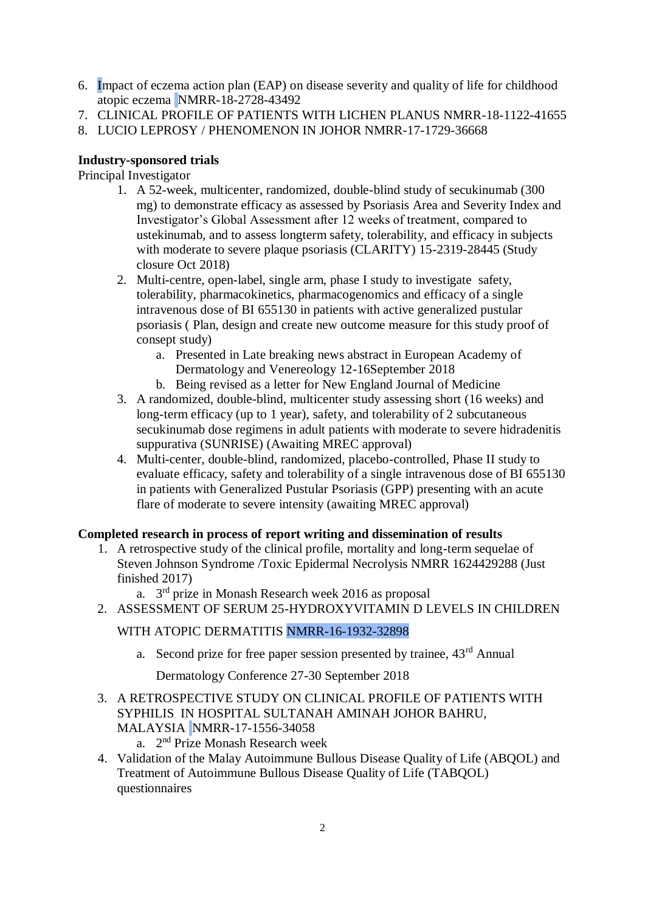6. Impact of eczema action plan (EAP) on disease severity and quality of life for childhood atopic eczema NMRR-18-2728-43492
7. CLINICAL PROFILE OF PATIENTS WITH LICHEN PLANUS NMRR-18-1122-41655
8. LUCIO LEPROSY / PHENOMENON IN JOHOR NMRR-17-1729-36668

**Industry-sponsored trials**

Principal Investigator

1. A 52-week, multicenter, randomized, double-blind study of secukinumab (300 mg) to demonstrate efficacy as assessed by Psoriasis Area and Severity Index and Investigator's Global Assessment after 12 weeks of treatment, compared to ustekinumab, and to assess longterm safety, tolerability, and efficacy in subjects with moderate to severe plaque psoriasis (CLARITY) 15-2319-28445 (Study closure Oct 2018)
2. Multi-centre, open-label, single arm, phase I study to investigate safety, tolerability, pharmacokinetics, pharmacogenomics and efficacy of a single intravenous dose of BI 655130 in patients with active generalized pustular psoriasis ( Plan, design and create new outcome measure for this study proof of consept study)
   a. Presented in Late breaking news abstract in European Academy of Dermatology and Venereology 12-16September 2018
   b. Being revised as a letter for New England Journal of Medicine
3. A randomized, double-blind, multicenter study assessing short (16 weeks) and long-term efficacy (up to 1 year), safety, and tolerability of 2 subcutaneous secukinumab dose regimens in adult patients with moderate to severe hidradenitis suppurativa (SUNRISE) (Awaiting MREC approval)
4. Multi-center, double-blind, randomized, placebo-controlled, Phase II study to evaluate efficacy, safety and tolerability of a single intravenous dose of BI 655130 in patients with Generalized Pustular Psoriasis (GPP) presenting with an acute flare of moderate to severe intensity (awaiting MREC approval)

**Completed research in process of report writing and dissemination of results**

1. A retrospective study of the clinical profile, mortality and long-term sequelae of Steven Johnson Syndrome /Toxic Epidermal Necrolysis NMRR 1624429288 (Just finished 2017)
   a. 3rd prize in Monash Research week 2016 as proposal
2. ASSESSMENT OF SERUM 25-HYDROXYVITAMIN D LEVELS IN CHILDREN WITH ATOPIC DERMATITIS NMRR-16-1932-32898
   a. Second prize for free paper session presented by trainee, 43rd Annual Dermatology Conference 27-30 September 2018
3. A RETROSPECTIVE STUDY ON CLINICAL PROFILE OF PATIENTS WITH SYPHILIS IN HOSPITAL SULTANAH AMINAH JOHOR BAHRU, MALAYSIA NMRR-17-1556-34058
   a. 2nd Prize Monash Research week
4. Validation of the Malay Autoimmune Bullous Disease Quality of Life (ABQOL) and Treatment of Autoimmune Bullous Disease Quality of Life (TABQOL) questionnaires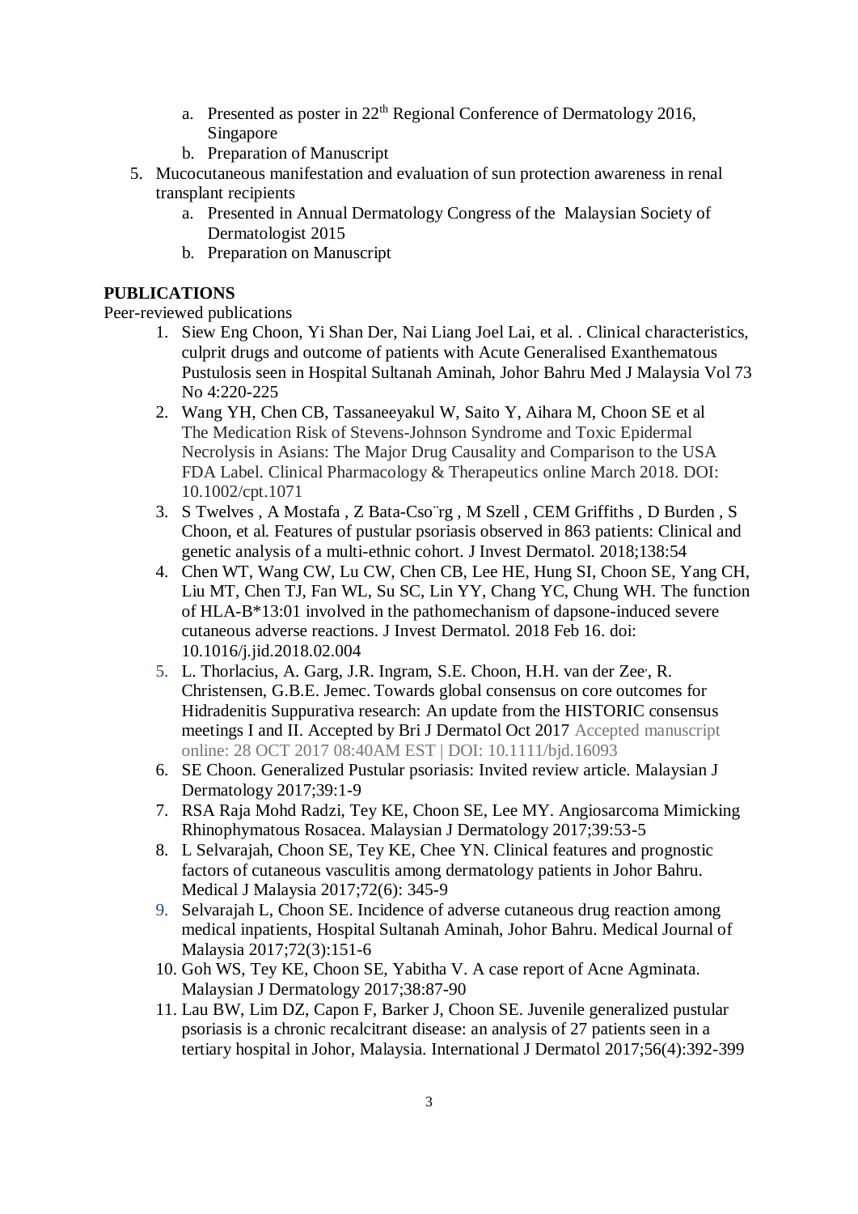a. Presented as poster in 22$^{th}$ Regional Conference of Dermatology 2016, Singapore
   b. Preparation of Manuscript
5. Mucocutaneous manifestation and evaluation of sun protection awareness in renal transplant recipients
   a. Presented in Annual Dermatology Congress of the Malaysian Society of Dermatologist 2015
   b. Preparation on Manuscript

**PUBLICATIONS**

Peer-reviewed publications

1. Siew Eng Choon, Yi Shan Der, Nai Liang Joel Lai, et al. . Clinical characteristics, culprit drugs and outcome of patients with Acute Generalised Exanthematous Pustulosis seen in Hospital Sultanah Aminah, Johor Bahru Med J Malaysia Vol 73 No 4:220-225
2. Wang YH, Chen CB, Tassaneeyakul W, Saito Y, Aihara M, Choon SE et al The Medication Risk of Stevens-Johnson Syndrome and Toxic Epidermal Necrolysis in Asians: The Major Drug Causality and Comparison to the USA FDA Label. Clinical Pharmacology & Therapeutics online March 2018. DOI: 10.1002/cpt.1071
3. S Twelves , A Mostafa , Z Bata-Cso¨rg , M Szell , CEM Griffiths , D Burden , S Choon, et al. Features of pustular psoriasis observed in 863 patients: Clinical and genetic analysis of a multi-ethnic cohort. J Invest Dermatol. 2018;138:54
4. Chen WT, Wang CW, Lu CW, Chen CB, Lee HE, Hung SI, Choon SE, Yang CH, Liu MT, Chen TJ, Fan WL, Su SC, Lin YY, Chang YC, Chung WH. The function of HLA-B*13:01 involved in the pathomechanism of dapsone-induced severe cutaneous adverse reactions. J Invest Dermatol. 2018 Feb 16. doi: 10.1016/j.jid.2018.02.004
5. L. Thorlacius, A. Garg, J.R. Ingram, S.E. Choon, H.H. van der Zee, R. Christensen, G.B.E. Jemec. Towards global consensus on core outcomes for Hidradenitis Suppurativa research: An update from the HISTORIC consensus meetings I and II. Accepted by Bri J Dermatol Oct 2017 Accepted manuscript online: 28 OCT 2017 08:40AM EST | DOI: 10.1111/bjd.16093
6. SE Choon. Generalized Pustular psoriasis: Invited review article. Malaysian J Dermatology 2017;39:1-9
7. RSA Raja Mohd Radzi, Tey KE, Choon SE, Lee MY. Angiosarcoma Mimicking Rhinophymatous Rosacea. Malaysian J Dermatology 2017;39:53-5
8. L Selvarajah, Choon SE, Tey KE, Chee YN. Clinical features and prognostic factors of cutaneous vasculitis among dermatology patients in Johor Bahru. Medical J Malaysia 2017;72(6): 345-9
9. Selvarajah L, Choon SE. Incidence of adverse cutaneous drug reaction among medical inpatients, Hospital Sultanah Aminah, Johor Bahru. Medical Journal of Malaysia 2017;72(3):151-6
10. Goh WS, Tey KE, Choon SE, Yabitha V. A case report of Acne Agminata. Malaysian J Dermatology 2017;38:87-90
11. Lau BW, Lim DZ, Capon F, Barker J, Choon SE. Juvenile generalized pustular psoriasis is a chronic recalcitrant disease: an analysis of 27 patients seen in a tertiary hospital in Johor, Malaysia. International J Dermatol 2017;56(4):392-399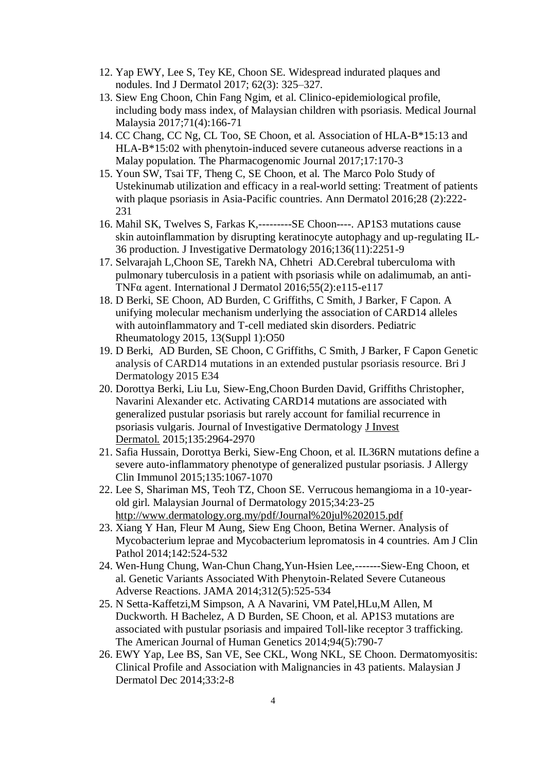12. Yap EWY, Lee S, Tey KE, Choon SE. Widespread indurated plaques and nodules. Ind J Dermatol 2017; 62(3): 325–327.
13. Siew Eng Choon, Chin Fang Ngim, et al. Clinico-epidemiological profile, including body mass index, of Malaysian children with psoriasis. Medical Journal Malaysia 2017;71(4):166-71
14. CC Chang, CC Ng, CL Too, SE Choon, et al. Association of HLA-B*15:13 and HLA-B*15:02 with phenytoin-induced severe cutaneous adverse reactions in a Malay population. The Pharmacogenomic Journal 2017;17:170-3
15. Youn SW, Tsai TF, Theng C, SE Choon, et al. The Marco Polo Study of Ustekinumab utilization and efficacy in a real-world setting: Treatment of patients with plaque psoriasis in Asia-Pacific countries. Ann Dermatol 2016;28 (2):222-231
16. Mahil SK, Twelves S, Farkas K,---------SE Choon----. AP1S3 mutations cause skin autoinflammation by disrupting keratinocyte autophagy and up-regulating IL-36 production. J Investigative Dermatology 2016;136(11):2251-9
17. Selvarajah L,Choon SE, Tarekh NA, Chhetri AD.Cerebral tuberculoma with pulmonary tuberculosis in a patient with psoriasis while on adalimumab, an anti-TNFα agent. International J Dermatol 2016;55(2):e115-e117
18. D Berki, SE Choon, AD Burden, C Griffiths, C Smith, J Barker, F Capon. A unifying molecular mechanism underlying the association of CARD14 alleles with autoinflammatory and T-cell mediated skin disorders. Pediatric Rheumatology 2015, 13(Suppl 1):O50
19. D Berki, AD Burden, SE Choon, C Griffiths, C Smith, J Barker, F Capon Genetic analysis of CARD14 mutations in an extended pustular psoriasis resource. Bri J Dermatology 2015 E34
20. Dorottya Berki, Liu Lu, Siew-Eng,Choon Burden David, Griffiths Christopher, Navarini Alexander etc. Activating CARD14 mutations are associated with generalized pustular psoriasis but rarely account for familial recurrence in psoriasis vulgaris. Journal of Investigative Dermatology J Invest Dermatol. 2015;135:2964-2970
21. Safia Hussain, Dorottya Berki, Siew-Eng Choon, et al. IL36RN mutations define a severe auto-inflammatory phenotype of generalized pustular psoriasis. J Allergy Clin Immunol 2015;135:1067-1070
22. Lee S, Shariman MS, Teoh TZ, Choon SE. Verrucous hemangioma in a 10-year-old girl. Malaysian Journal of Dermatology 2015;34:23-25 http://www.dermatology.org.my/pdf/Journal%20jul%202015.pdf
23. Xiang Y Han, Fleur M Aung, Siew Eng Choon, Betina Werner. Analysis of Mycobacterium leprae and Mycobacterium lepromatosis in 4 countries. Am J Clin Pathol 2014;142:524-532
24. Wen-Hung Chung, Wan-Chun Chang,Yun-Hsien Lee,-------Siew-Eng Choon, et al. Genetic Variants Associated With Phenytoin-Related Severe Cutaneous Adverse Reactions. JAMA 2014;312(5):525-534
25. N Setta-Kaffetzi,M Simpson, A A Navarini, VM Patel,HLu,M Allen, M Duckworth. H Bachelez, A D Burden, SE Choon, et al. AP1S3 mutations are associated with pustular psoriasis and impaired Toll-like receptor 3 trafficking. The American Journal of Human Genetics 2014;94(5):790-7
26. EWY Yap, Lee BS, San VE, See CKL, Wong NKL, SE Choon. Dermatomyositis: Clinical Profile and Association with Malignancies in 43 patients. Malaysian J Dermatol Dec 2014;33:2-8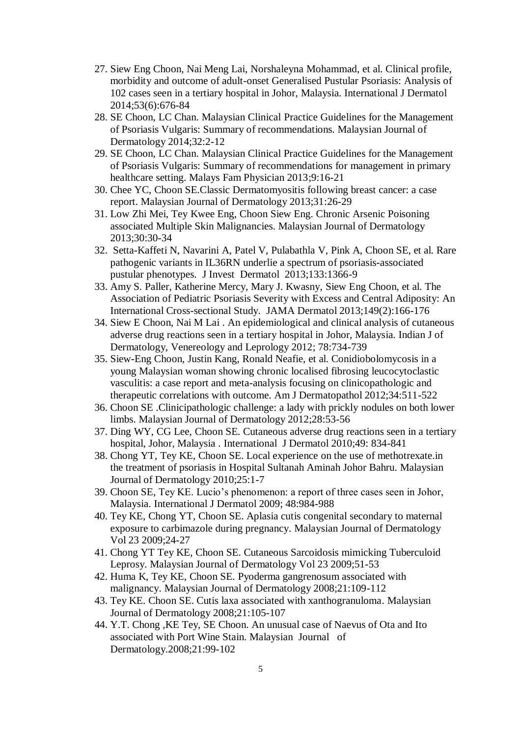27. Siew Eng Choon, Nai Meng Lai, Norshaleyna Mohammad, et al. Clinical profile, morbidity and outcome of adult-onset Generalised Pustular Psoriasis: Analysis of 102 cases seen in a tertiary hospital in Johor, Malaysia. International J Dermatol 2014;53(6):676-84
28. SE Choon, LC Chan. Malaysian Clinical Practice Guidelines for the Management of Psoriasis Vulgaris: Summary of recommendations. Malaysian Journal of Dermatology 2014;32:2-12
29. SE Choon, LC Chan. Malaysian Clinical Practice Guidelines for the Management of Psoriasis Vulgaris: Summary of recommendations for management in primary healthcare setting. Malays Fam Physician 2013;9:16-21
30. Chee YC, Choon SE.Classic Dermatomyositis following breast cancer: a case report. Malaysian Journal of Dermatology 2013;31:26-29
31. Low Zhi Mei, Tey Kwee Eng, Choon Siew Eng. Chronic Arsenic Poisoning associated Multiple Skin Malignancies. Malaysian Journal of Dermatology 2013;30:30-34
32. Setta-Kaffeti N, Navarini A, Patel V, Pulabathla V, Pink A, Choon SE, et al. Rare pathogenic variants in IL36RN underlie a spectrum of psoriasis-associated pustular phenotypes. J Invest Dermatol 2013;133:1366-9
33. Amy S. Paller, Katherine Mercy, Mary J. Kwasny, Siew Eng Choon, et al. The Association of Pediatric Psoriasis Severity with Excess and Central Adiposity: An International Cross-sectional Study. JAMA Dermatol 2013;149(2):166-176
34. Siew E Choon, Nai M Lai . An epidemiological and clinical analysis of cutaneous adverse drug reactions seen in a tertiary hospital in Johor, Malaysia. Indian J of Dermatology, Venereology and Leprology 2012; 78:734-739
35. Siew-Eng Choon, Justin Kang, Ronald Neafie, et al. Conidiobolomycosis in a young Malaysian woman showing chronic localised fibrosing leucocytoclastic vasculitis: a case report and meta-analysis focusing on clinicopathologic and therapeutic correlations with outcome. Am J Dermatopathol 2012;34:511-522
36. Choon SE .Clinicipathologic challenge: a lady with prickly nodules on both lower limbs. Malaysian Journal of Dermatology 2012;28:53-56
37. Ding WY, CG Lee, Choon SE. Cutaneous adverse drug reactions seen in a tertiary hospital, Johor, Malaysia . International J Dermatol 2010;49: 834-841
38. Chong YT, Tey KE, Choon SE. Local experience on the use of methotrexate.in the treatment of psoriasis in Hospital Sultanah Aminah Johor Bahru. Malaysian Journal of Dermatology 2010;25:1-7
39. Choon SE, Tey KE. Lucio's phenomenon: a report of three cases seen in Johor, Malaysia. International J Dermatol 2009; 48:984-988
40. Tey KE, Chong YT, Choon SE. Aplasia cutis congenital secondary to maternal exposure to carbimazole during pregnancy. Malaysian Journal of Dermatology Vol 23 2009;24-27
41. Chong YT Tey KE, Choon SE. Cutaneous Sarcoidosis mimicking Tuberculoid Leprosy. Malaysian Journal of Dermatology Vol 23 2009;51-53
42. Huma K, Tey KE, Choon SE. Pyoderma gangrenosum associated with malignancy. Malaysian Journal of Dermatology 2008;21:109-112
43. Tey KE. Choon SE. Cutis laxa associated with xanthogranuloma. Malaysian Journal of Dermatology 2008;21:105-107
44. Y.T. Chong ,KE Tey, SE Choon. An unusual case of Naevus of Ota and Ito associated with Port Wine Stain. Malaysian Journal of Dermatology.2008;21:99-102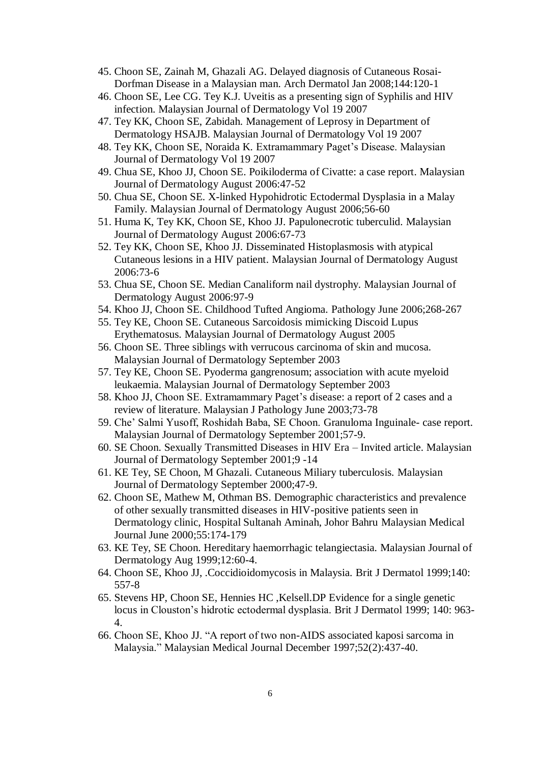45. Choon SE, Zainah M, Ghazali AG. Delayed diagnosis of Cutaneous Rosai-Dorfman Disease in a Malaysian man. Arch Dermatol Jan 2008;144:120-1
46. Choon SE, Lee CG. Tey K.J. Uveitis as a presenting sign of Syphilis and HIV infection. Malaysian Journal of Dermatology Vol 19 2007
47. Tey KK, Choon SE, Zabidah. Management of Leprosy in Department of Dermatology HSAJB. Malaysian Journal of Dermatology Vol 19 2007
48. Tey KK, Choon SE, Noraida K. Extramammary Paget's Disease. Malaysian Journal of Dermatology Vol 19 2007
49. Chua SE, Khoo JJ, Choon SE. Poikiloderma of Civatte: a case report. Malaysian Journal of Dermatology August 2006:47-52
50. Chua SE, Choon SE. X-linked Hypohidrotic Ectodermal Dysplasia in a Malay Family. Malaysian Journal of Dermatology August 2006;56-60
51. Huma K, Tey KK, Choon SE, Khoo JJ. Papulonecrotic tuberculid. Malaysian Journal of Dermatology August 2006:67-73
52. Tey KK, Choon SE, Khoo JJ. Disseminated Histoplasmosis with atypical Cutaneous lesions in a HIV patient. Malaysian Journal of Dermatology August 2006:73-6
53. Chua SE, Choon SE. Median Canaliform nail dystrophy. Malaysian Journal of Dermatology August 2006:97-9
54. Khoo JJ, Choon SE. Childhood Tufted Angioma. Pathology June 2006;268-267
55. Tey KE, Choon SE. Cutaneous Sarcoidosis mimicking Discoid Lupus Erythematosus. Malaysian Journal of Dermatology August 2005
56. Choon SE. Three siblings with verrucous carcinoma of skin and mucosa. Malaysian Journal of Dermatology September 2003
57. Tey KE, Choon SE. Pyoderma gangrenosum; association with acute myeloid leukaemia. Malaysian Journal of Dermatology September 2003
58. Khoo JJ, Choon SE. Extramammary Paget's disease: a report of 2 cases and a review of literature. Malaysian J Pathology June 2003;73-78
59. Che' Salmi Yusoff, Roshidah Baba, SE Choon. Granuloma Inguinale- case report. Malaysian Journal of Dermatology September 2001;57-9.
60. SE Choon. Sexually Transmitted Diseases in HIV Era – Invited article. Malaysian Journal of Dermatology September 2001;9 -14
61. KE Tey, SE Choon, M Ghazali. Cutaneous Miliary tuberculosis. Malaysian Journal of Dermatology September 2000;47-9.
62. Choon SE, Mathew M, Othman BS. Demographic characteristics and prevalence of other sexually transmitted diseases in HIV-positive patients seen in Dermatology clinic, Hospital Sultanah Aminah, Johor Bahru Malaysian Medical Journal June 2000;55:174-179
63. KE Tey, SE Choon. Hereditary haemorrhagic telangiectasia. Malaysian Journal of Dermatology Aug 1999;12:60-4.
64. Choon SE, Khoo JJ, .Coccidioidomycosis in Malaysia. Brit J Dermatol 1999;140: 557-8
65. Stevens HP, Choon SE, Hennies HC ,Kelsell.DP Evidence for a single genetic locus in Clouston's hidrotic ectodermal dysplasia. Brit J Dermatol 1999; 140: 963-4.
66. Choon SE, Khoo JJ. "A report of two non-AIDS associated kaposi sarcoma in Malaysia." Malaysian Medical Journal December 1997;52(2):437-40.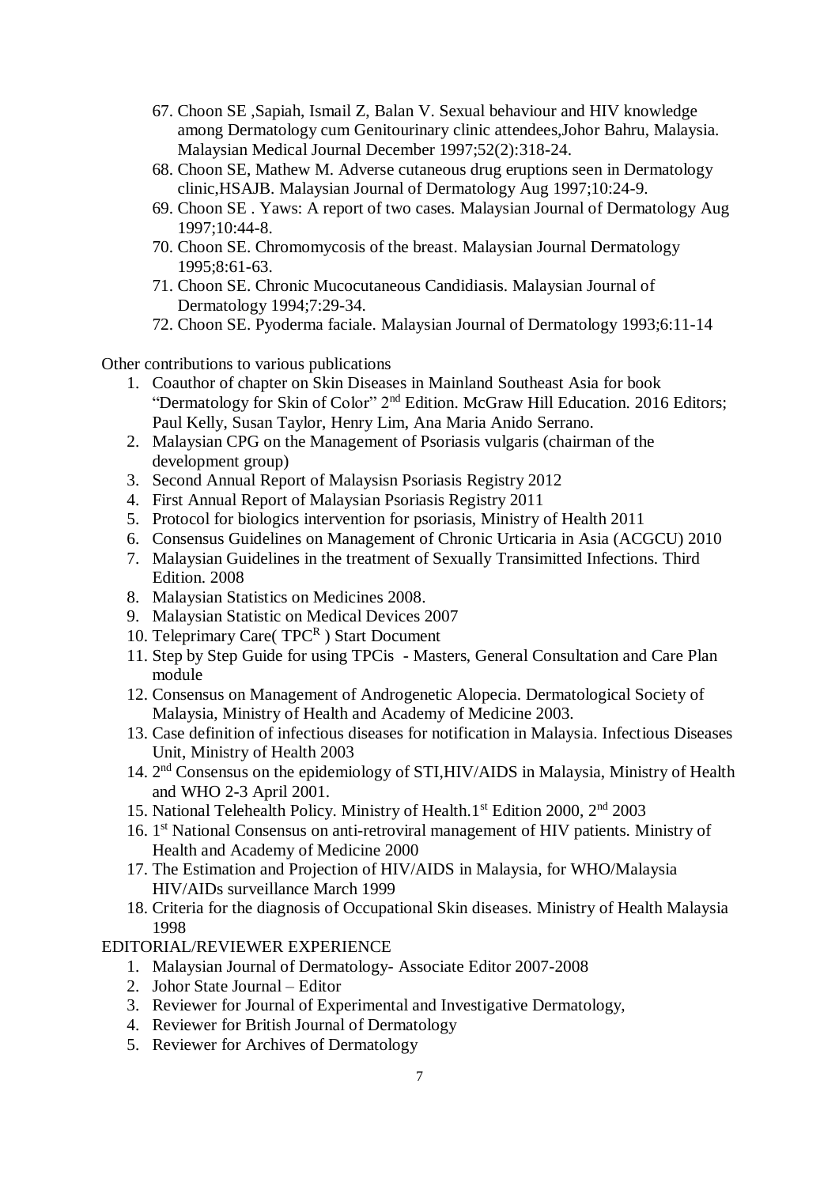67. Choon SE ,Sapiah, Ismail Z, Balan V. Sexual behaviour and HIV knowledge among Dermatology cum Genitourinary clinic attendees,Johor Bahru, Malaysia. Malaysian Medical Journal December 1997;52(2):318-24.
68. Choon SE, Mathew M. Adverse cutaneous drug eruptions seen in Dermatology clinic,HSAJB. Malaysian Journal of Dermatology Aug 1997;10:24-9.
69. Choon SE . Yaws: A report of two cases. Malaysian Journal of Dermatology Aug 1997;10:44-8.
70. Choon SE. Chromomycosis of the breast. Malaysian Journal Dermatology 1995;8:61-63.
71. Choon SE. Chronic Mucocutaneous Candidiasis. Malaysian Journal of Dermatology 1994;7:29-34.
72. Choon SE. Pyoderma faciale. Malaysian Journal of Dermatology 1993;6:11-14

Other contributions to various publications

1. Coauthor of chapter on Skin Diseases in Mainland Southeast Asia for book "Dermatology for Skin of Color" 2nd Edition. McGraw Hill Education. 2016 Editors; Paul Kelly, Susan Taylor, Henry Lim, Ana Maria Anido Serrano.
2. Malaysian CPG on the Management of Psoriasis vulgaris (chairman of the development group)
3. Second Annual Report of Malaysisn Psoriasis Registry 2012
4. First Annual Report of Malaysian Psoriasis Registry 2011
5. Protocol for biologics intervention for psoriasis, Ministry of Health 2011
6. Consensus Guidelines on Management of Chronic Urticaria in Asia (ACGCU) 2010
7. Malaysian Guidelines in the treatment of Sexually Transimitted Infections. Third Edition. 2008
8. Malaysian Statistics on Medicines 2008.
9. Malaysian Statistic on Medical Devices 2007
10. Teleprimary Care( TPC$^R$ ) Start Document
11. Step by Step Guide for using TPCis - Masters, General Consultation and Care Plan module
12. Consensus on Management of Androgenetic Alopecia. Dermatological Society of Malaysia, Ministry of Health and Academy of Medicine 2003.
13. Case definition of infectious diseases for notification in Malaysia. Infectious Diseases Unit, Ministry of Health 2003
14. 2nd Consensus on the epidemiology of STI,HIV/AIDS in Malaysia, Ministry of Health and WHO 2-3 April 2001.
15. National Telehealth Policy. Ministry of Health.1st Edition 2000, 2nd 2003
16. 1st National Consensus on anti-retroviral management of HIV patients. Ministry of Health and Academy of Medicine 2000
17. The Estimation and Projection of HIV/AIDS in Malaysia, for WHO/Malaysia HIV/AIDs surveillance March 1999
18. Criteria for the diagnosis of Occupational Skin diseases. Ministry of Health Malaysia 1998

EDITORIAL/REVIEWER EXPERIENCE

1. Malaysian Journal of Dermatology- Associate Editor 2007-2008
2. Johor State Journal – Editor
3. Reviewer for Journal of Experimental and Investigative Dermatology,
4. Reviewer for British Journal of Dermatology
5. Reviewer for Archives of Dermatology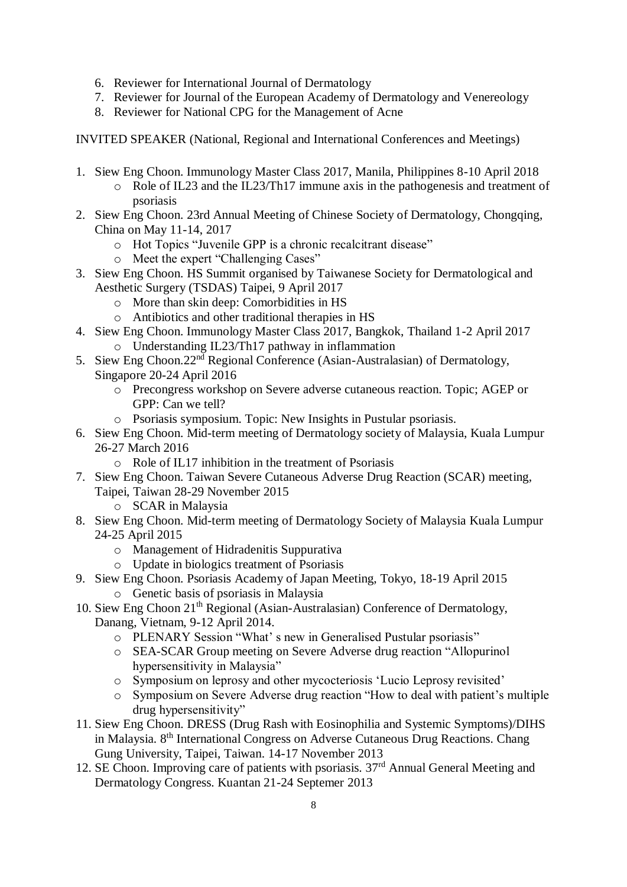6. Reviewer for International Journal of Dermatology
7. Reviewer for Journal of the European Academy of Dermatology and Venereology
8. Reviewer for National CPG for the Management of Acne

INVITED SPEAKER (National, Regional and International Conferences and Meetings)

1. Siew Eng Choon. Immunology Master Class 2017, Manila, Philippines 8-10 April 2018
    - Role of IL23 and the IL23/Th17 immune axis in the pathogenesis and treatment of psoriasis
2. Siew Eng Choon. 23rd Annual Meeting of Chinese Society of Dermatology, Chongqing, China on May 11-14, 2017
    - Hot Topics "Juvenile GPP is a chronic recalcitrant disease"
    - Meet the expert "Challenging Cases"
3. Siew Eng Choon. HS Summit organised by Taiwanese Society for Dermatological and Aesthetic Surgery (TSDAS) Taipei, 9 April 2017
    - More than skin deep: Comorbidities in HS
    - Antibiotics and other traditional therapies in HS
4. Siew Eng Choon. Immunology Master Class 2017, Bangkok, Thailand 1-2 April 2017
    - Understanding IL23/Th17 pathway in inflammation
5. Siew Eng Choon.22nd Regional Conference (Asian-Australasian) of Dermatology, Singapore 20-24 April 2016
    - Precongress workshop on Severe adverse cutaneous reaction. Topic; AGEP or GPP: Can we tell?
    - Psoriasis symposium. Topic: New Insights in Pustular psoriasis.
6. Siew Eng Choon. Mid-term meeting of Dermatology society of Malaysia, Kuala Lumpur 26-27 March 2016
    - Role of IL17 inhibition in the treatment of Psoriasis
7. Siew Eng Choon. Taiwan Severe Cutaneous Adverse Drug Reaction (SCAR) meeting, Taipei, Taiwan 28-29 November 2015
    - SCAR in Malaysia
8. Siew Eng Choon. Mid-term meeting of Dermatology Society of Malaysia Kuala Lumpur 24-25 April 2015
    - Management of Hidradenitis Suppurativa
    - Update in biologics treatment of Psoriasis
9. Siew Eng Choon. Psoriasis Academy of Japan Meeting, Tokyo, 18-19 April 2015
    - Genetic basis of psoriasis in Malaysia
10. Siew Eng Choon 21th Regional (Asian-Australasian) Conference of Dermatology, Danang, Vietnam, 9-12 April 2014.
    - PLENARY Session "What' s new in Generalised Pustular psoriasis"
    - SEA-SCAR Group meeting on Severe Adverse drug reaction "Allopurinol hypersensitivity in Malaysia"
    - Symposium on leprosy and other mycocteriosis 'Lucio Leprosy revisited'
    - Symposium on Severe Adverse drug reaction "How to deal with patient's multiple drug hypersensitivity"
11. Siew Eng Choon. DRESS (Drug Rash with Eosinophilia and Systemic Symptoms)/DIHS in Malaysia. 8th International Congress on Adverse Cutaneous Drug Reactions. Chang Gung University, Taipei, Taiwan. 14-17 November 2013
12. SE Choon. Improving care of patients with psoriasis. 37rd Annual General Meeting and Dermatology Congress. Kuantan 21-24 Septemer 2013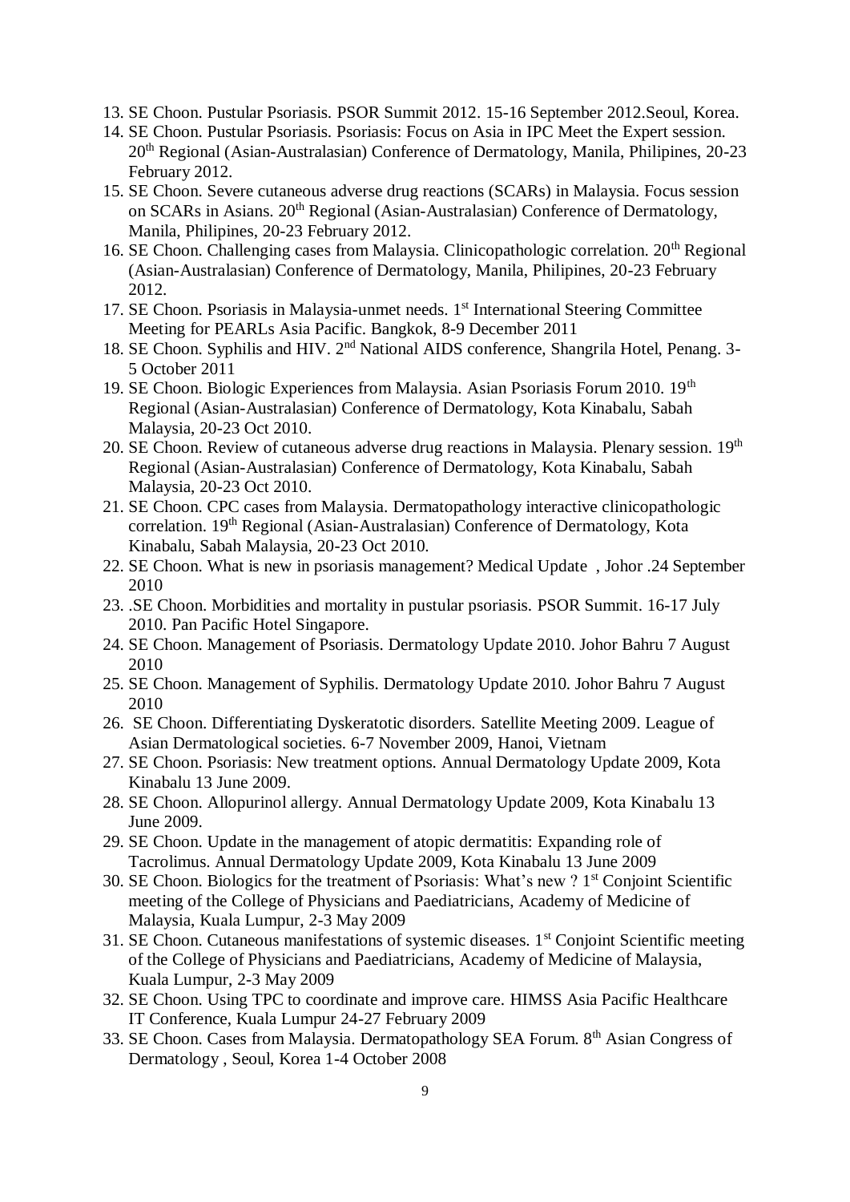13. SE Choon. Pustular Psoriasis. PSOR Summit 2012. 15-16 September 2012.Seoul, Korea.
14. SE Choon. Pustular Psoriasis. Psoriasis: Focus on Asia in IPC Meet the Expert session. 20th Regional (Asian-Australasian) Conference of Dermatology, Manila, Philipines, 20-23 February 2012.
15. SE Choon. Severe cutaneous adverse drug reactions (SCARs) in Malaysia. Focus session on SCARs in Asians. 20th Regional (Asian-Australasian) Conference of Dermatology, Manila, Philipines, 20-23 February 2012.
16. SE Choon. Challenging cases from Malaysia. Clinicopathologic correlation. 20th Regional (Asian-Australasian) Conference of Dermatology, Manila, Philipines, 20-23 February 2012.
17. SE Choon. Psoriasis in Malaysia-unmet needs. 1st International Steering Committee Meeting for PEARLs Asia Pacific. Bangkok, 8-9 December 2011
18. SE Choon. Syphilis and HIV. 2nd National AIDS conference, Shangrila Hotel, Penang. 3-5 October 2011
19. SE Choon. Biologic Experiences from Malaysia. Asian Psoriasis Forum 2010. 19th Regional (Asian-Australasian) Conference of Dermatology, Kota Kinabalu, Sabah Malaysia, 20-23 Oct 2010.
20. SE Choon. Review of cutaneous adverse drug reactions in Malaysia. Plenary session. 19th Regional (Asian-Australasian) Conference of Dermatology, Kota Kinabalu, Sabah Malaysia, 20-23 Oct 2010.
21. SE Choon. CPC cases from Malaysia. Dermatopathology interactive clinicopathologic correlation. 19th Regional (Asian-Australasian) Conference of Dermatology, Kota Kinabalu, Sabah Malaysia, 20-23 Oct 2010.
22. SE Choon. What is new in psoriasis management? Medical Update , Johor .24 September 2010
23. .SE Choon. Morbidities and mortality in pustular psoriasis. PSOR Summit. 16-17 July 2010. Pan Pacific Hotel Singapore.
24. SE Choon. Management of Psoriasis. Dermatology Update 2010. Johor Bahru 7 August 2010
25. SE Choon. Management of Syphilis. Dermatology Update 2010. Johor Bahru 7 August 2010
26. SE Choon. Differentiating Dyskeratotic disorders. Satellite Meeting 2009. League of Asian Dermatological societies. 6-7 November 2009, Hanoi, Vietnam
27. SE Choon. Psoriasis: New treatment options. Annual Dermatology Update 2009, Kota Kinabalu 13 June 2009.
28. SE Choon. Allopurinol allergy. Annual Dermatology Update 2009, Kota Kinabalu 13 June 2009.
29. SE Choon. Update in the management of atopic dermatitis: Expanding role of Tacrolimus. Annual Dermatology Update 2009, Kota Kinabalu 13 June 2009
30. SE Choon. Biologics for the treatment of Psoriasis: What's new ? 1st Conjoint Scientific meeting of the College of Physicians and Paediatricians, Academy of Medicine of Malaysia, Kuala Lumpur, 2-3 May 2009
31. SE Choon. Cutaneous manifestations of systemic diseases. 1st Conjoint Scientific meeting of the College of Physicians and Paediatricians, Academy of Medicine of Malaysia, Kuala Lumpur, 2-3 May 2009
32. SE Choon. Using TPC to coordinate and improve care. HIMSS Asia Pacific Healthcare IT Conference, Kuala Lumpur 24-27 February 2009
33. SE Choon. Cases from Malaysia. Dermatopathology SEA Forum. 8th Asian Congress of Dermatology , Seoul, Korea 1-4 October 2008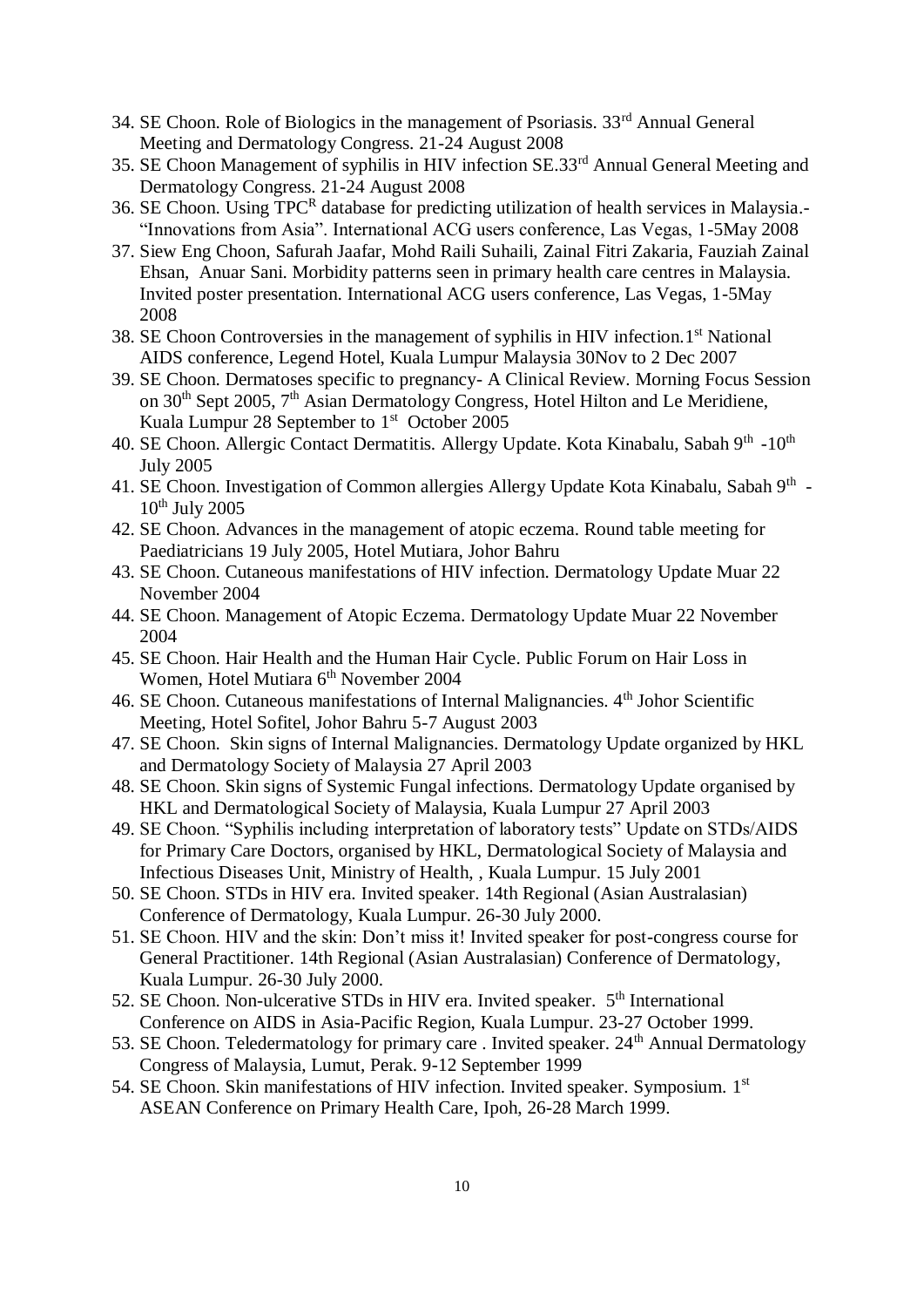34. SE Choon. Role of Biologics in the management of Psoriasis. 33rd Annual General Meeting and Dermatology Congress. 21-24 August 2008
35. SE Choon Management of syphilis in HIV infection SE.33rd Annual General Meeting and Dermatology Congress. 21-24 August 2008
36. SE Choon. Using TPC$^R$ database for predicting utilization of health services in Malaysia.- "Innovations from Asia". International ACG users conference, Las Vegas, 1-5May 2008
37. Siew Eng Choon, Safurah Jaafar, Mohd Raili Suhaili, Zainal Fitri Zakaria, Fauziah Zainal Ehsan, Anuar Sani. Morbidity patterns seen in primary health care centres in Malaysia. Invited poster presentation. International ACG users conference, Las Vegas, 1-5May 2008
38. SE Choon Controversies in the management of syphilis in HIV infection.1st National AIDS conference, Legend Hotel, Kuala Lumpur Malaysia 30Nov to 2 Dec 2007
39. SE Choon. Dermatoses specific to pregnancy- A Clinical Review. Morning Focus Session on 30th Sept 2005, 7th Asian Dermatology Congress, Hotel Hilton and Le Meridiene, Kuala Lumpur 28 September to 1st October 2005
40. SE Choon. Allergic Contact Dermatitis. Allergy Update. Kota Kinabalu, Sabah 9th -10th July 2005
41. SE Choon. Investigation of Common allergies Allergy Update Kota Kinabalu, Sabah 9th - 10th July 2005
42. SE Choon. Advances in the management of atopic eczema. Round table meeting for Paediatricians 19 July 2005, Hotel Mutiara, Johor Bahru
43. SE Choon. Cutaneous manifestations of HIV infection. Dermatology Update Muar 22 November 2004
44. SE Choon. Management of Atopic Eczema. Dermatology Update Muar 22 November 2004
45. SE Choon. Hair Health and the Human Hair Cycle. Public Forum on Hair Loss in Women, Hotel Mutiara 6th November 2004
46. SE Choon. Cutaneous manifestations of Internal Malignancies. 4th Johor Scientific Meeting, Hotel Sofitel, Johor Bahru 5-7 August 2003
47. SE Choon. Skin signs of Internal Malignancies. Dermatology Update organized by HKL and Dermatology Society of Malaysia 27 April 2003
48. SE Choon. Skin signs of Systemic Fungal infections. Dermatology Update organised by HKL and Dermatological Society of Malaysia, Kuala Lumpur 27 April 2003
49. SE Choon. "Syphilis including interpretation of laboratory tests" Update on STDs/AIDS for Primary Care Doctors, organised by HKL, Dermatological Society of Malaysia and Infectious Diseases Unit, Ministry of Health, , Kuala Lumpur. 15 July 2001
50. SE Choon. STDs in HIV era. Invited speaker. 14th Regional (Asian Australasian) Conference of Dermatology, Kuala Lumpur. 26-30 July 2000.
51. SE Choon. HIV and the skin: Don't miss it! Invited speaker for post-congress course for General Practitioner. 14th Regional (Asian Australasian) Conference of Dermatology, Kuala Lumpur. 26-30 July 2000.
52. SE Choon. Non-ulcerative STDs in HIV era. Invited speaker. 5th International Conference on AIDS in Asia-Pacific Region, Kuala Lumpur. 23-27 October 1999.
53. SE Choon. Teledermatology for primary care . Invited speaker. 24th Annual Dermatology Congress of Malaysia, Lumut, Perak. 9-12 September 1999
54. SE Choon. Skin manifestations of HIV infection. Invited speaker. Symposium. 1st ASEAN Conference on Primary Health Care, Ipoh, 26-28 March 1999.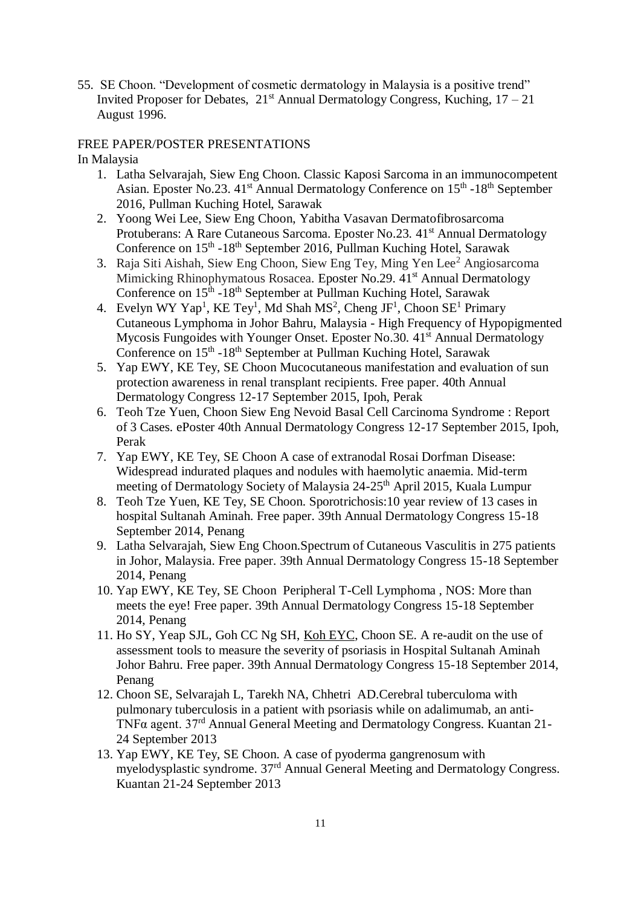55. SE Choon. "Development of cosmetic dermatology in Malaysia is a positive trend" Invited Proposer for Debates, 21st Annual Dermatology Congress, Kuching, 17 – 21 August 1996.

FREE PAPER/POSTER PRESENTATIONS

In Malaysia

1. Latha Selvarajah, Siew Eng Choon. Classic Kaposi Sarcoma in an immunocompetent Asian. Eposter No.23. 41st Annual Dermatology Conference on 15th -18th September 2016, Pullman Kuching Hotel, Sarawak
2. Yoong Wei Lee, Siew Eng Choon, Yabitha Vasavan Dermatofibrosarcoma Protuberans: A Rare Cutaneous Sarcoma. Eposter No.23. 41st Annual Dermatology Conference on 15th -18th September 2016, Pullman Kuching Hotel, Sarawak
3. Raja Siti Aishah, Siew Eng Choon, Siew Eng Tey, Ming Yen Lee[2] Angiosarcoma Mimicking Rhinophymatous Rosacea. Eposter No.29. 41st Annual Dermatology Conference on 15th -18th September at Pullman Kuching Hotel, Sarawak
4. Evelyn WY Yap[1], KE Tey[1], Md Shah MS[2], Cheng JF[1], Choon SE[1] Primary Cutaneous Lymphoma in Johor Bahru, Malaysia - High Frequency of Hypopigmented Mycosis Fungoides with Younger Onset. Eposter No.30. 41st Annual Dermatology Conference on 15th -18th September at Pullman Kuching Hotel, Sarawak
5. Yap EWY, KE Tey, SE Choon Mucocutaneous manifestation and evaluation of sun protection awareness in renal transplant recipients. Free paper. 40th Annual Dermatology Congress 12-17 September 2015, Ipoh, Perak
6. Teoh Tze Yuen, Choon Siew Eng Nevoid Basal Cell Carcinoma Syndrome : Report of 3 Cases. ePoster 40th Annual Dermatology Congress 12-17 September 2015, Ipoh, Perak
7. Yap EWY, KE Tey, SE Choon A case of extranodal Rosai Dorfman Disease: Widespread indurated plaques and nodules with haemolytic anaemia. Mid-term meeting of Dermatology Society of Malaysia 24-25th April 2015, Kuala Lumpur
8. Teoh Tze Yuen, KE Tey, SE Choon. Sporotrichosis:10 year review of 13 cases in hospital Sultanah Aminah. Free paper. 39th Annual Dermatology Congress 15-18 September 2014, Penang
9. Latha Selvarajah, Siew Eng Choon.Spectrum of Cutaneous Vasculitis in 275 patients in Johor, Malaysia. Free paper. 39th Annual Dermatology Congress 15-18 September 2014, Penang
10. Yap EWY, KE Tey, SE Choon Peripheral T-Cell Lymphoma , NOS: More than meets the eye! Free paper. 39th Annual Dermatology Congress 15-18 September 2014, Penang
11. Ho SY, Yeap SJL, Goh CC Ng SH, Koh EYC, Choon SE. A re-audit on the use of assessment tools to measure the severity of psoriasis in Hospital Sultanah Aminah Johor Bahru. Free paper. 39th Annual Dermatology Congress 15-18 September 2014, Penang
12. Choon SE, Selvarajah L, Tarekh NA, Chhetri AD.Cerebral tuberculoma with pulmonary tuberculosis in a patient with psoriasis while on adalimumab, an anti-TNFα agent. 37rd Annual General Meeting and Dermatology Congress. Kuantan 21-24 September 2013
13. Yap EWY, KE Tey, SE Choon. A case of pyoderma gangrenosum with myelodysplastic syndrome. 37rd Annual General Meeting and Dermatology Congress. Kuantan 21-24 September 2013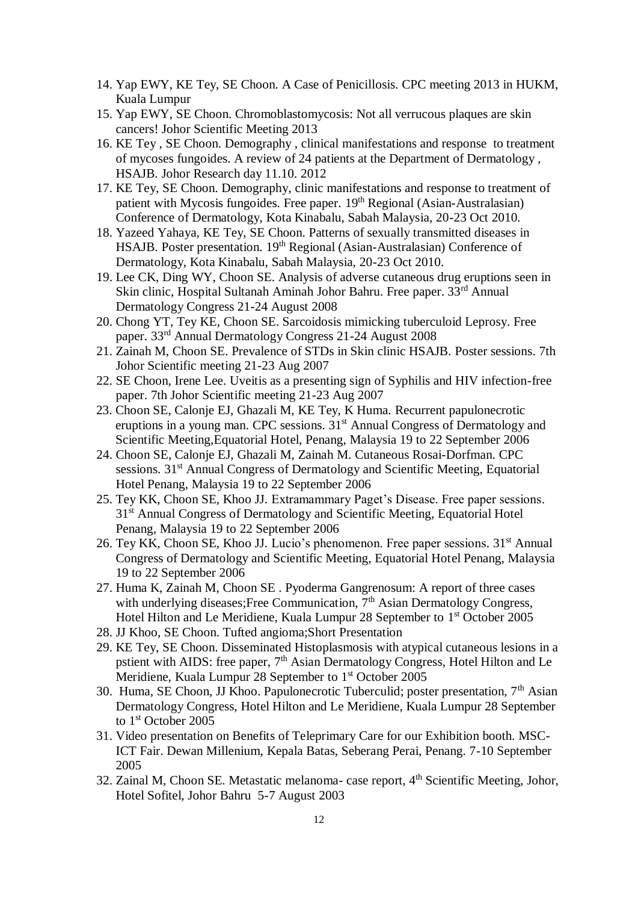14. Yap EWY, KE Tey, SE Choon. A Case of Penicillosis. CPC meeting 2013 in HUKM, Kuala Lumpur
15. Yap EWY, SE Choon. Chromoblastomycosis: Not all verrucous plaques are skin cancers! Johor Scientific Meeting 2013
16. KE Tey , SE Choon. Demography , clinical manifestations and response to treatment of mycoses fungoides. A review of 24 patients at the Department of Dermatology , HSAJB. Johor Research day 11.10. 2012
17. KE Tey, SE Choon. Demography, clinic manifestations and response to treatment of patient with Mycosis fungoides. Free paper. 19th Regional (Asian-Australasian) Conference of Dermatology, Kota Kinabalu, Sabah Malaysia, 20-23 Oct 2010.
18. Yazeed Yahaya, KE Tey, SE Choon. Patterns of sexually transmitted diseases in HSAJB. Poster presentation. 19th Regional (Asian-Australasian) Conference of Dermatology, Kota Kinabalu, Sabah Malaysia, 20-23 Oct 2010.
19. Lee CK, Ding WY, Choon SE. Analysis of adverse cutaneous drug eruptions seen in Skin clinic, Hospital Sultanah Aminah Johor Bahru. Free paper. 33rd Annual Dermatology Congress 21-24 August 2008
20. Chong YT, Tey KE, Choon SE. Sarcoidosis mimicking tuberculoid Leprosy. Free paper. 33rd Annual Dermatology Congress 21-24 August 2008
21. Zainah M, Choon SE. Prevalence of STDs in Skin clinic HSAJB. Poster sessions. 7th Johor Scientific meeting 21-23 Aug 2007
22. SE Choon, Irene Lee. Uveitis as a presenting sign of Syphilis and HIV infection-free paper. 7th Johor Scientific meeting 21-23 Aug 2007
23. Choon SE, Calonje EJ, Ghazali M, KE Tey, K Huma. Recurrent papulonecrotic eruptions in a young man. CPC sessions. 31st Annual Congress of Dermatology and Scientific Meeting,Equatorial Hotel, Penang, Malaysia 19 to 22 September 2006
24. Choon SE, Calonje EJ, Ghazali M, Zainah M. Cutaneous Rosai-Dorfman. CPC sessions. 31st Annual Congress of Dermatology and Scientific Meeting, Equatorial Hotel Penang, Malaysia 19 to 22 September 2006
25. Tey KK, Choon SE, Khoo JJ. Extramammary Paget's Disease. Free paper sessions. 31st Annual Congress of Dermatology and Scientific Meeting, Equatorial Hotel Penang, Malaysia 19 to 22 September 2006
26. Tey KK, Choon SE, Khoo JJ. Lucio's phenomenon. Free paper sessions. 31st Annual Congress of Dermatology and Scientific Meeting, Equatorial Hotel Penang, Malaysia 19 to 22 September 2006
27. Huma K, Zainah M, Choon SE . Pyoderma Gangrenosum: A report of three cases with underlying diseases;Free Communication, 7th Asian Dermatology Congress, Hotel Hilton and Le Meridiene, Kuala Lumpur 28 September to 1st October 2005
28. JJ Khoo, SE Choon. Tufted angioma;Short Presentation
29. KE Tey, SE Choon. Disseminated Histoplasmosis with atypical cutaneous lesions in a pstient with AIDS: free paper, 7th Asian Dermatology Congress, Hotel Hilton and Le Meridiene, Kuala Lumpur 28 September to 1st October 2005
30. Huma, SE Choon, JJ Khoo. Papulonecrotic Tuberculid; poster presentation, 7th Asian Dermatology Congress, Hotel Hilton and Le Meridiene, Kuala Lumpur 28 September to 1st October 2005
31. Video presentation on Benefits of Teleprimary Care for our Exhibition booth. MSC-ICT Fair. Dewan Millenium, Kepala Batas, Seberang Perai, Penang. 7-10 September 2005
32. Zainal M, Choon SE. Metastatic melanoma- case report, 4th Scientific Meeting, Johor, Hotel Sofitel, Johor Bahru 5-7 August 2003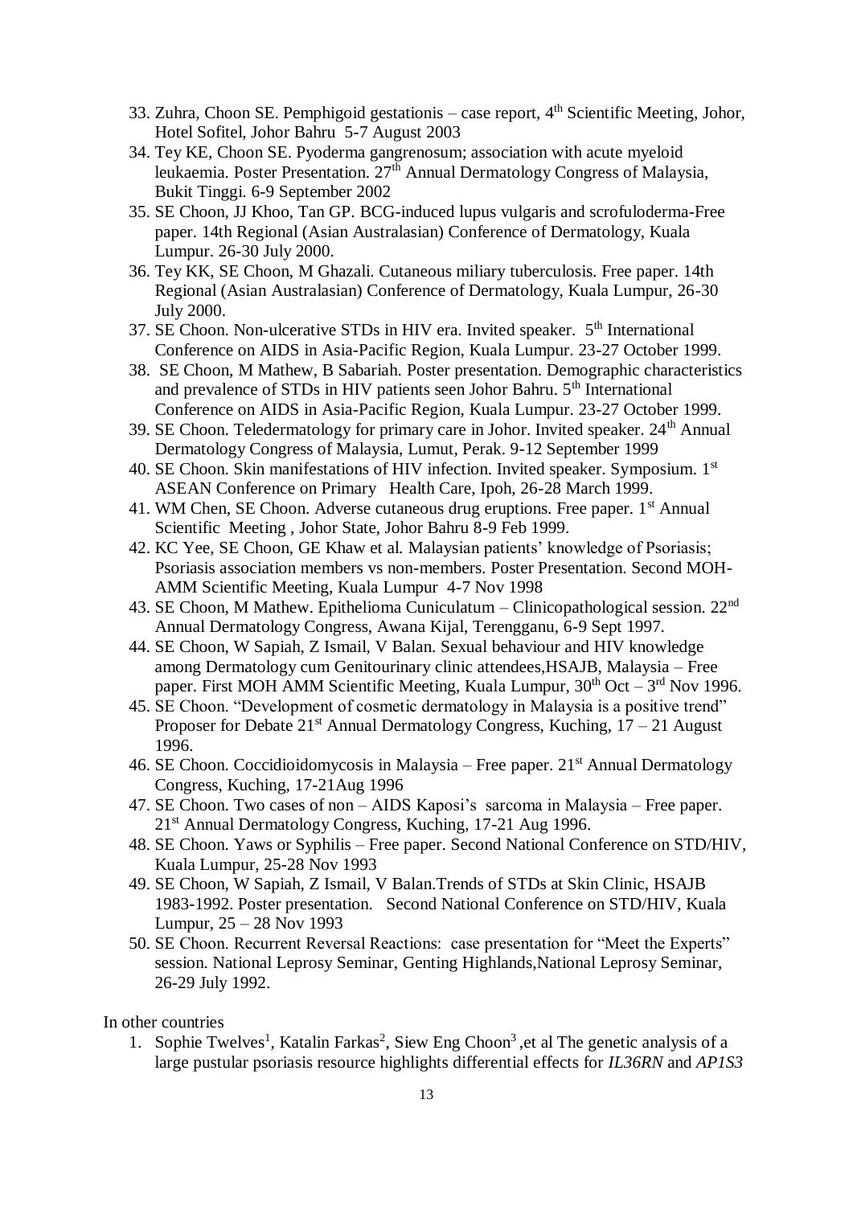33. Zuhra, Choon SE. Pemphigoid gestationis – case report, 4th Scientific Meeting, Johor, Hotel Sofitel, Johor Bahru 5-7 August 2003
34. Tey KE, Choon SE. Pyoderma gangrenosum; association with acute myeloid leukaemia. Poster Presentation. 27th Annual Dermatology Congress of Malaysia, Bukit Tinggi. 6-9 September 2002
35. SE Choon, JJ Khoo, Tan GP. BCG-induced lupus vulgaris and scrofuloderma-Free paper. 14th Regional (Asian Australasian) Conference of Dermatology, Kuala Lumpur. 26-30 July 2000.
36. Tey KK, SE Choon, M Ghazali. Cutaneous miliary tuberculosis. Free paper. 14th Regional (Asian Australasian) Conference of Dermatology, Kuala Lumpur, 26-30 July 2000.
37. SE Choon. Non-ulcerative STDs in HIV era. Invited speaker. 5th International Conference on AIDS in Asia-Pacific Region, Kuala Lumpur. 23-27 October 1999.
38. SE Choon, M Mathew, B Sabariah. Poster presentation. Demographic characteristics and prevalence of STDs in HIV patients seen Johor Bahru. 5th International Conference on AIDS in Asia-Pacific Region, Kuala Lumpur. 23-27 October 1999.
39. SE Choon. Teledermatology for primary care in Johor. Invited speaker. 24th Annual Dermatology Congress of Malaysia, Lumut, Perak. 9-12 September 1999
40. SE Choon. Skin manifestations of HIV infection. Invited speaker. Symposium. 1st ASEAN Conference on Primary Health Care, Ipoh, 26-28 March 1999.
41. WM Chen, SE Choon. Adverse cutaneous drug eruptions. Free paper. 1st Annual Scientific Meeting , Johor State, Johor Bahru 8-9 Feb 1999.
42. KC Yee, SE Choon, GE Khaw et al. Malaysian patients' knowledge of Psoriasis; Psoriasis association members vs non-members. Poster Presentation. Second MOH-AMM Scientific Meeting, Kuala Lumpur 4-7 Nov 1998
43. SE Choon, M Mathew. Epithelioma Cuniculatum – Clinicopathological session. 22nd Annual Dermatology Congress, Awana Kijal, Terengganu, 6-9 Sept 1997.
44. SE Choon, W Sapiah, Z Ismail, V Balan. Sexual behaviour and HIV knowledge among Dermatology cum Genitourinary clinic attendees,HSAJB, Malaysia – Free paper. First MOH AMM Scientific Meeting, Kuala Lumpur, 30th Oct – 3rd Nov 1996.
45. SE Choon. "Development of cosmetic dermatology in Malaysia is a positive trend" Proposer for Debate 21st Annual Dermatology Congress, Kuching, 17 – 21 August 1996.
46. SE Choon. Coccidioidomycosis in Malaysia – Free paper. 21st Annual Dermatology Congress, Kuching, 17-21Aug 1996
47. SE Choon. Two cases of non – AIDS Kaposi's sarcoma in Malaysia – Free paper. 21st Annual Dermatology Congress, Kuching, 17-21 Aug 1996.
48. SE Choon. Yaws or Syphilis – Free paper. Second National Conference on STD/HIV, Kuala Lumpur, 25-28 Nov 1993
49. SE Choon, W Sapiah, Z Ismail, V Balan.Trends of STDs at Skin Clinic, HSAJB 1983-1992. Poster presentation. Second National Conference on STD/HIV, Kuala Lumpur, 25 – 28 Nov 1993
50. SE Choon. Recurrent Reversal Reactions: case presentation for "Meet the Experts" session. National Leprosy Seminar, Genting Highlands,National Leprosy Seminar, 26-29 July 1992.

In other countries

1. Sophie Twelves[1], Katalin Farkas[2], Siew Eng Choon[3] ,et al The genetic analysis of a large pustular psoriasis resource highlights differential effects for *IL36RN* and *AP1S3*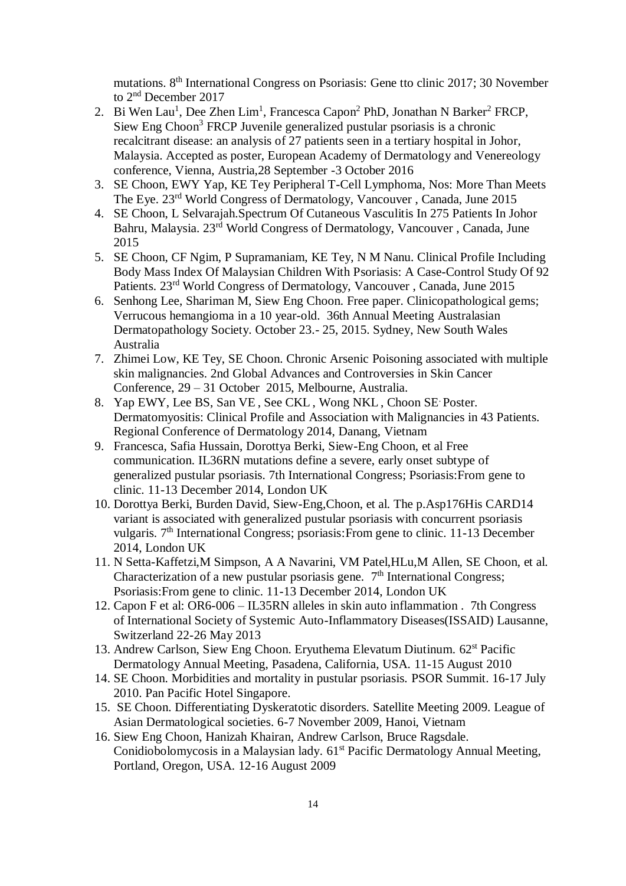mutations. 8th International Congress on Psoriasis: Gene tto clinic 2017; 30 November to 2nd December 2017

2. Bi Wen Lau[1], Dee Zhen Lim[1], Francesca Capon[2] PhD, Jonathan N Barker[2] FRCP, Siew Eng Choon[3] FRCP Juvenile generalized pustular psoriasis is a chronic recalcitrant disease: an analysis of 27 patients seen in a tertiary hospital in Johor, Malaysia. Accepted as poster, European Academy of Dermatology and Venereology conference, Vienna, Austria,28 September -3 October 2016
3. SE Choon, EWY Yap, KE Tey Peripheral T-Cell Lymphoma, Nos: More Than Meets The Eye. 23rd World Congress of Dermatology, Vancouver , Canada, June 2015
4. SE Choon, L Selvarajah.Spectrum Of Cutaneous Vasculitis In 275 Patients In Johor Bahru, Malaysia. 23rd World Congress of Dermatology, Vancouver , Canada, June 2015
5. SE Choon, CF Ngim, P Supramaniam, KE Tey, N M Nanu. Clinical Profile Including Body Mass Index Of Malaysian Children With Psoriasis: A Case-Control Study Of 92 Patients. 23rd World Congress of Dermatology, Vancouver , Canada, June 2015
6. Senhong Lee, Shariman M, Siew Eng Choon. Free paper. Clinicopathological gems; Verrucous hemangioma in a 10 year-old. 36th Annual Meeting Australasian Dermatopathology Society. October 23.- 25, 2015. Sydney, New South Wales Australia
7. Zhimei Low, KE Tey, SE Choon. Chronic Arsenic Poisoning associated with multiple skin malignancies. 2nd Global Advances and Controversies in Skin Cancer Conference, 29 – 31 October 2015, Melbourne, Australia.
8. Yap EWY, Lee BS, San VE , See CKL , Wong NKL , Choon SE. Poster. Dermatomyositis: Clinical Profile and Association with Malignancies in 43 Patients. Regional Conference of Dermatology 2014, Danang, Vietnam
9. Francesca, Safia Hussain, Dorottya Berki, Siew-Eng Choon, et al Free communication. IL36RN mutations define a severe, early onset subtype of generalized pustular psoriasis. 7th International Congress; Psoriasis:From gene to clinic. 11-13 December 2014, London UK
10. Dorottya Berki, Burden David, Siew-Eng,Choon, et al. The p.Asp176His CARD14 variant is associated with generalized pustular psoriasis with concurrent psoriasis vulgaris. 7th International Congress; psoriasis:From gene to clinic. 11-13 December 2014, London UK
11. N Setta-Kaffetzi,M Simpson, A A Navarini, VM Patel,HLu,M Allen, SE Choon, et al. Characterization of a new pustular psoriasis gene. 7th International Congress; Psoriasis:From gene to clinic. 11-13 December 2014, London UK
12. Capon F et al: OR6-006 – IL35RN alleles in skin auto inflammation . 7th Congress of International Society of Systemic Auto-Inflammatory Diseases(ISSAID) Lausanne, Switzerland 22-26 May 2013
13. Andrew Carlson, Siew Eng Choon. Eryuthema Elevatum Diutinum. 62st Pacific Dermatology Annual Meeting, Pasadena, California, USA. 11-15 August 2010
14. SE Choon. Morbidities and mortality in pustular psoriasis. PSOR Summit. 16-17 July 2010. Pan Pacific Hotel Singapore.
15. SE Choon. Differentiating Dyskeratotic disorders. Satellite Meeting 2009. League of Asian Dermatological societies. 6-7 November 2009, Hanoi, Vietnam
16. Siew Eng Choon, Hanizah Khairan, Andrew Carlson, Bruce Ragsdale. Conidiobolomycosis in a Malaysian lady. 61st Pacific Dermatology Annual Meeting, Portland, Oregon, USA. 12-16 August 2009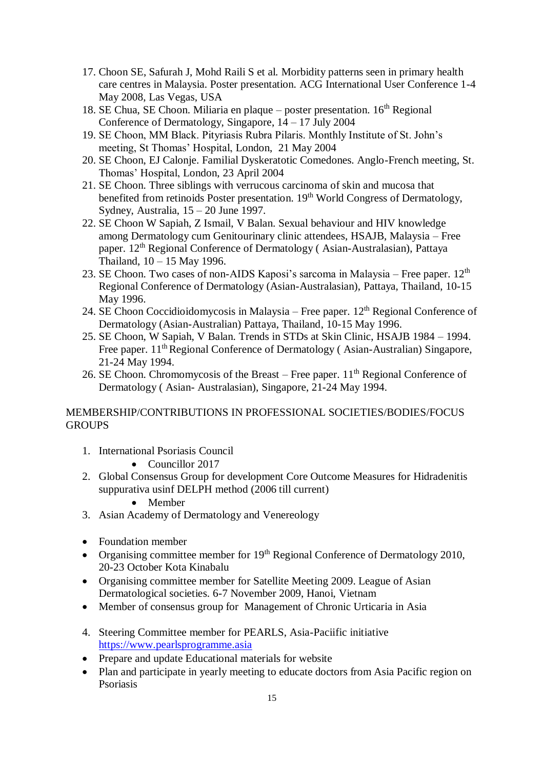17. Choon SE, Safurah J, Mohd Raili S et al. Morbidity patterns seen in primary health care centres in Malaysia. Poster presentation. ACG International User Conference 1-4 May 2008, Las Vegas, USA
18. SE Chua, SE Choon. Miliaria en plaque – poster presentation. 16th Regional Conference of Dermatology, Singapore, 14 – 17 July 2004
19. SE Choon, MM Black. Pityriasis Rubra Pilaris. Monthly Institute of St. John's meeting, St Thomas' Hospital, London, 21 May 2004
20. SE Choon, EJ Calonje. Familial Dyskeratotic Comedones. Anglo-French meeting, St. Thomas' Hospital, London, 23 April 2004
21. SE Choon. Three siblings with verrucous carcinoma of skin and mucosa that benefited from retinoids Poster presentation. 19th World Congress of Dermatology, Sydney, Australia, 15 – 20 June 1997.
22. SE Choon W Sapiah, Z Ismail, V Balan. Sexual behaviour and HIV knowledge among Dermatology cum Genitourinary clinic attendees, HSAJB, Malaysia – Free paper. 12th Regional Conference of Dermatology ( Asian-Australasian), Pattaya Thailand, 10 – 15 May 1996.
23. SE Choon. Two cases of non-AIDS Kaposi's sarcoma in Malaysia – Free paper. 12th Regional Conference of Dermatology (Asian-Australasian), Pattaya, Thailand, 10-15 May 1996.
24. SE Choon Coccidioidomycosis in Malaysia – Free paper. 12th Regional Conference of Dermatology (Asian-Australian) Pattaya, Thailand, 10-15 May 1996.
25. SE Choon, W Sapiah, V Balan. Trends in STDs at Skin Clinic, HSAJB 1984 – 1994. Free paper. 11th Regional Conference of Dermatology ( Asian-Australian) Singapore, 21-24 May 1994.
26. SE Choon. Chromomycosis of the Breast – Free paper. 11th Regional Conference of Dermatology ( Asian- Australasian), Singapore, 21-24 May 1994.

MEMBERSHIP/CONTRIBUTIONS IN PROFESSIONAL SOCIETIES/BODIES/FOCUS GROUPS

1. International Psoriasis Council
    - Councillor 2017
2. Global Consensus Group for development Core Outcome Measures for Hidradenitis suppurativa usinf DELPH method (2006 till current)
    - Member
3. Asian Academy of Dermatology and Venereology

- Foundation member
- Organising committee member for 19th Regional Conference of Dermatology 2010, 20-23 October Kota Kinabalu
- Organising committee member for Satellite Meeting 2009. League of Asian Dermatological societies. 6-7 November 2009, Hanoi, Vietnam
- Member of consensus group for Management of Chronic Urticaria in Asia

4. Steering Committee member for PEARLS, Asia-Paciific initiative https://www.pearlsprogramme.asia

- Prepare and update Educational materials for website
- Plan and participate in yearly meeting to educate doctors from Asia Pacific region on Psoriasis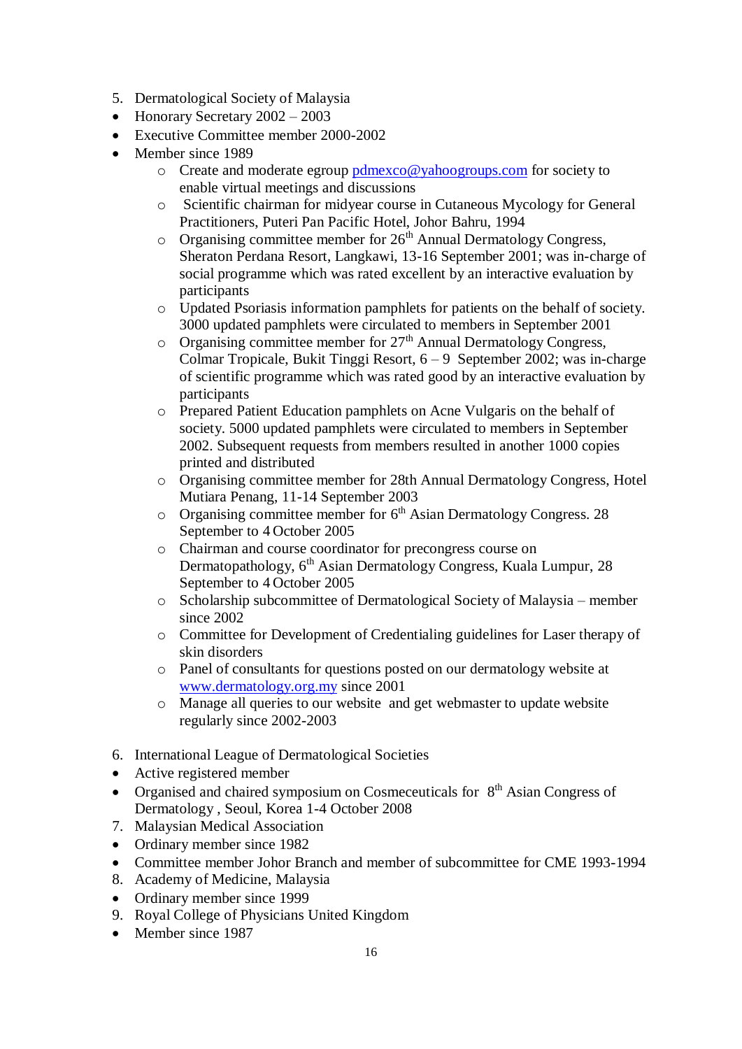5. Dermatological Society of Malaysia

- Honorary Secretary 2002 – 2003
- Executive Committee member 2000-2002
- Member since 1989
    - Create and moderate egroup pdmexco@yahoogroups.com for society to enable virtual meetings and discussions
    - Scientific chairman for midyear course in Cutaneous Mycology for General Practitioners, Puteri Pan Pacific Hotel, Johor Bahru, 1994
    - Organising committee member for 26th Annual Dermatology Congress, Sheraton Perdana Resort, Langkawi, 13-16 September 2001; was in-charge of social programme which was rated excellent by an interactive evaluation by participants
    - Updated Psoriasis information pamphlets for patients on the behalf of society. 3000 updated pamphlets were circulated to members in September 2001
    - Organising committee member for 27th Annual Dermatology Congress, Colmar Tropicale, Bukit Tinggi Resort, 6 – 9 September 2002; was in-charge of scientific programme which was rated good by an interactive evaluation by participants
    - Prepared Patient Education pamphlets on Acne Vulgaris on the behalf of society. 5000 updated pamphlets were circulated to members in September 2002. Subsequent requests from members resulted in another 1000 copies printed and distributed
    - Organising committee member for 28th Annual Dermatology Congress, Hotel Mutiara Penang, 11-14 September 2003
    - Organising committee member for 6th Asian Dermatology Congress. 28 September to 4 October 2005
    - Chairman and course coordinator for precongress course on Dermatopathology, 6th Asian Dermatology Congress, Kuala Lumpur, 28 September to 4 October 2005
    - Scholarship subcommittee of Dermatological Society of Malaysia – member since 2002
    - Committee for Development of Credentialing guidelines for Laser therapy of skin disorders
    - Panel of consultants for questions posted on our dermatology website at www.dermatology.org.my since 2001
    - Manage all queries to our website and get webmaster to update website regularly since 2002-2003

6. International League of Dermatological Societies

- Active registered member
- Organised and chaired symposium on Cosmeceuticals for 8th Asian Congress of Dermatology , Seoul, Korea 1-4 October 2008

7. Malaysian Medical Association

- Ordinary member since 1982
- Committee member Johor Branch and member of subcommittee for CME 1993-1994

8. Academy of Medicine, Malaysia

- Ordinary member since 1999

9. Royal College of Physicians United Kingdom

- Member since 1987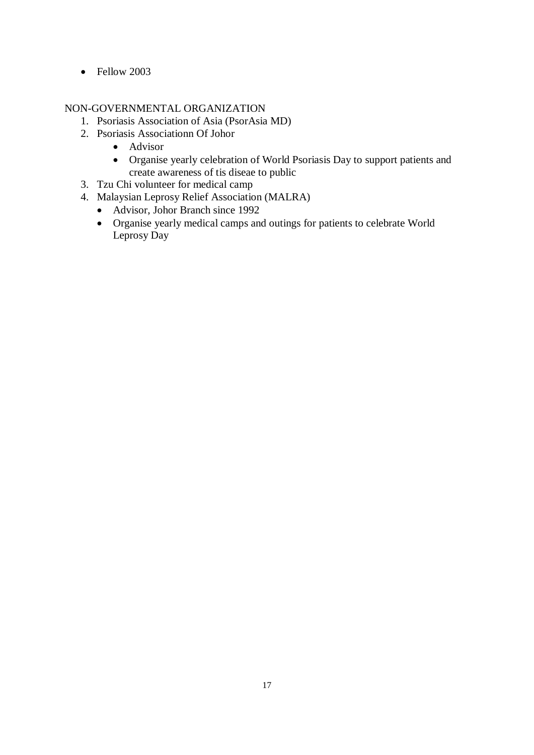- Fellow 2003

NON-GOVERNMENTAL ORGANIZATION

1. Psoriasis Association of Asia (PsorAsia MD)
2. Psoriasis Associationn Of Johor
   - Advisor
   - Organise yearly celebration of World Psoriasis Day to support patients and create awareness of tis diseae to public
3. Tzu Chi volunteer for medical camp
4. Malaysian Leprosy Relief Association (MALRA)
   - Advisor, Johor Branch since 1992
   - Organise yearly medical camps and outings for patients to celebrate World Leprosy Day